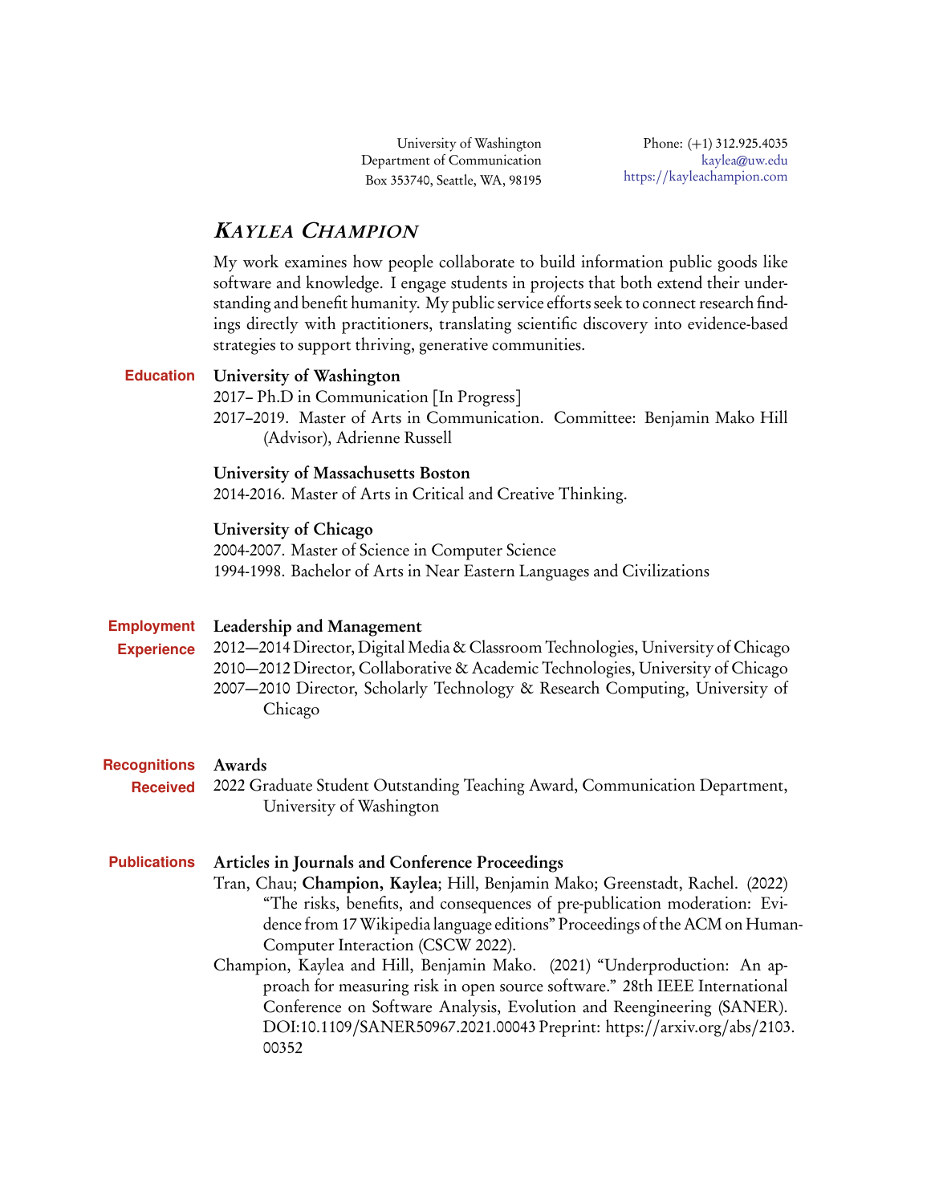University of Washington
Department of Communication
Box 353740, Seattle, WA, 98195

Phone: (+1) 312.925.4035
kaylea@uw.edu
https://kayleachampion.com

# *KAYLEA CHAMPION*

My work examines how people collaborate to build information public goods like software and knowledge. I engage students in projects that both extend their understanding and benefit humanity. My public service efforts seek to connect research findings directly with practitioners, translating scientific discovery into evidence-based strategies to support thriving, generative communities.

## Education

**University of Washington**

2017– Ph.D in Communication [In Progress]

2017–2019. Master of Arts in Communication. Committee: Benjamin Mako Hill (Advisor), Adrienne Russell

**University of Massachusetts Boston**

2014-2016. Master of Arts in Critical and Creative Thinking.

**University of Chicago**

2004-2007. Master of Science in Computer Science

1994-1998. Bachelor of Arts in Near Eastern Languages and Civilizations

## Employment Experience

**Leadership and Management**

2012—2014 Director, Digital Media & Classroom Technologies, University of Chicago

2010—2012 Director, Collaborative & Academic Technologies, University of Chicago

2007—2010 Director, Scholarly Technology & Research Computing, University of Chicago

## Recognitions Received

**Awards**

2022 Graduate Student Outstanding Teaching Award, Communication Department, University of Washington

## Publications

**Articles in Journals and Conference Proceedings**

Tran, Chau; **Champion, Kaylea**; Hill, Benjamin Mako; Greenstadt, Rachel. (2022) "The risks, benefits, and consequences of pre-publication moderation: Evidence from 17 Wikipedia language editions" Proceedings of the ACM on Human-Computer Interaction (CSCW 2022).

Champion, Kaylea and Hill, Benjamin Mako. (2021) "Underproduction: An approach for measuring risk in open source software." 28th IEEE International Conference on Software Analysis, Evolution and Reengineering (SANER). DOI:10.1109/SANER50967.2021.00043 Preprint: https://arxiv.org/abs/2103.00352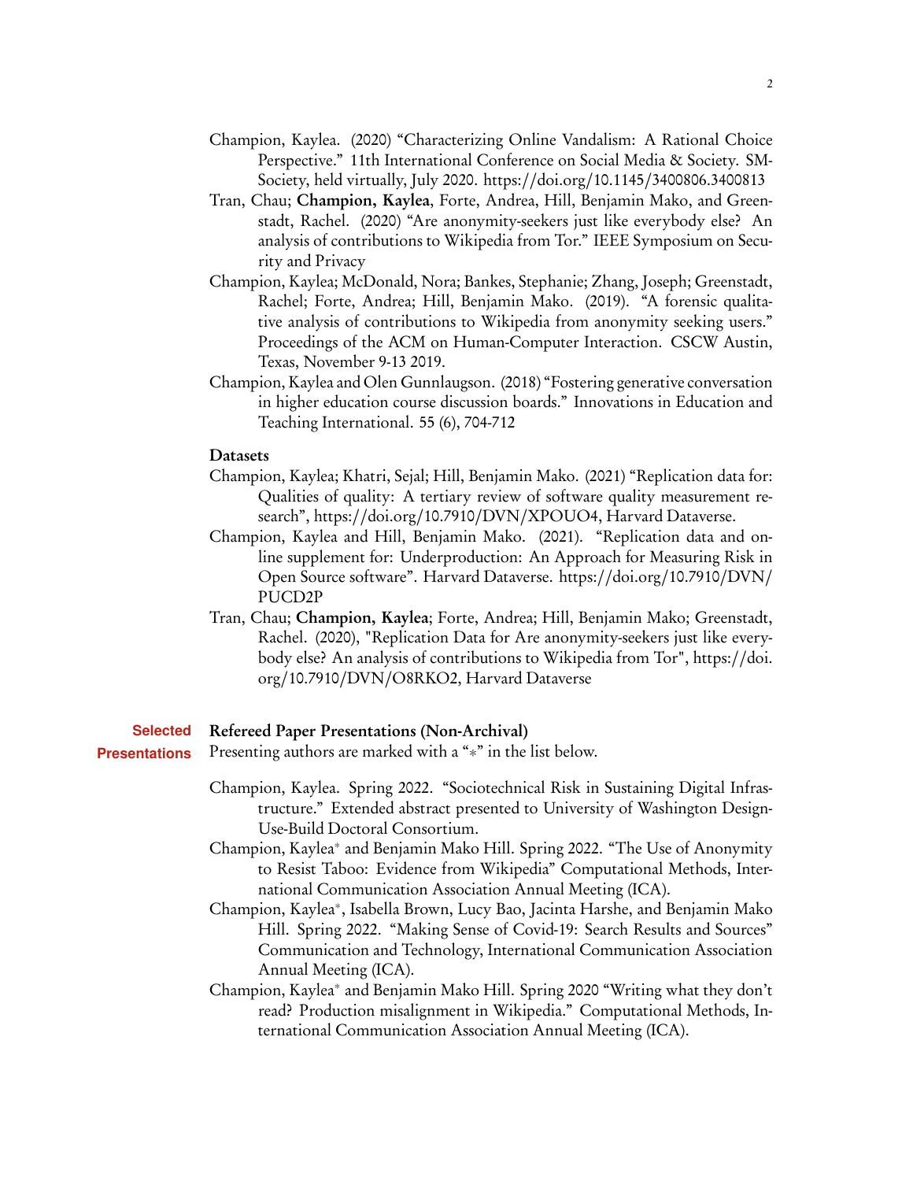Champion, Kaylea. (2020) "Characterizing Online Vandalism: A Rational Choice Perspective." 11th International Conference on Social Media & Society. SM-Society, held virtually, July 2020. https://doi.org/10.1145/3400806.3400813

Tran, Chau; **Champion, Kaylea**, Forte, Andrea, Hill, Benjamin Mako, and Greenstadt, Rachel. (2020) "Are anonymity-seekers just like everybody else? An analysis of contributions to Wikipedia from Tor." IEEE Symposium on Security and Privacy

Champion, Kaylea; McDonald, Nora; Bankes, Stephanie; Zhang, Joseph; Greenstadt, Rachel; Forte, Andrea; Hill, Benjamin Mako. (2019). "A forensic qualitative analysis of contributions to Wikipedia from anonymity seeking users." Proceedings of the ACM on Human-Computer Interaction. CSCW Austin, Texas, November 9-13 2019.

Champion, Kaylea and Olen Gunnlaugson. (2018) "Fostering generative conversation in higher education course discussion boards." Innovations in Education and Teaching International. 55 (6), 704-712

### Datasets

Champion, Kaylea; Khatri, Sejal; Hill, Benjamin Mako. (2021) "Replication data for: Qualities of quality: A tertiary review of software quality measurement research", https://doi.org/10.7910/DVN/XPOUO4, Harvard Dataverse.

Champion, Kaylea and Hill, Benjamin Mako. (2021). "Replication data and online supplement for: Underproduction: An Approach for Measuring Risk in Open Source software". Harvard Dataverse. https://doi.org/10.7910/DVN/PUCD2P

Tran, Chau; **Champion, Kaylea**; Forte, Andrea; Hill, Benjamin Mako; Greenstadt, Rachel. (2020), "Replication Data for Are anonymity-seekers just like everybody else? An analysis of contributions to Wikipedia from Tor", https://doi.org/10.7910/DVN/O8RKO2, Harvard Dataverse

## Selected Presentations

### Refereed Paper Presentations (Non-Archival)

Presenting authors are marked with a "*" in the list below.

Champion, Kaylea. Spring 2022. "Sociotechnical Risk in Sustaining Digital Infrastructure." Extended abstract presented to University of Washington Design-Use-Build Doctoral Consortium.

Champion, Kaylea* and Benjamin Mako Hill. Spring 2022. "The Use of Anonymity to Resist Taboo: Evidence from Wikipedia" Computational Methods, International Communication Association Annual Meeting (ICA).

Champion, Kaylea*, Isabella Brown, Lucy Bao, Jacinta Harshe, and Benjamin Mako Hill. Spring 2022. "Making Sense of Covid-19: Search Results and Sources" Communication and Technology, International Communication Association Annual Meeting (ICA).

Champion, Kaylea* and Benjamin Mako Hill. Spring 2020 "Writing what they don't read? Production misalignment in Wikipedia." Computational Methods, International Communication Association Annual Meeting (ICA).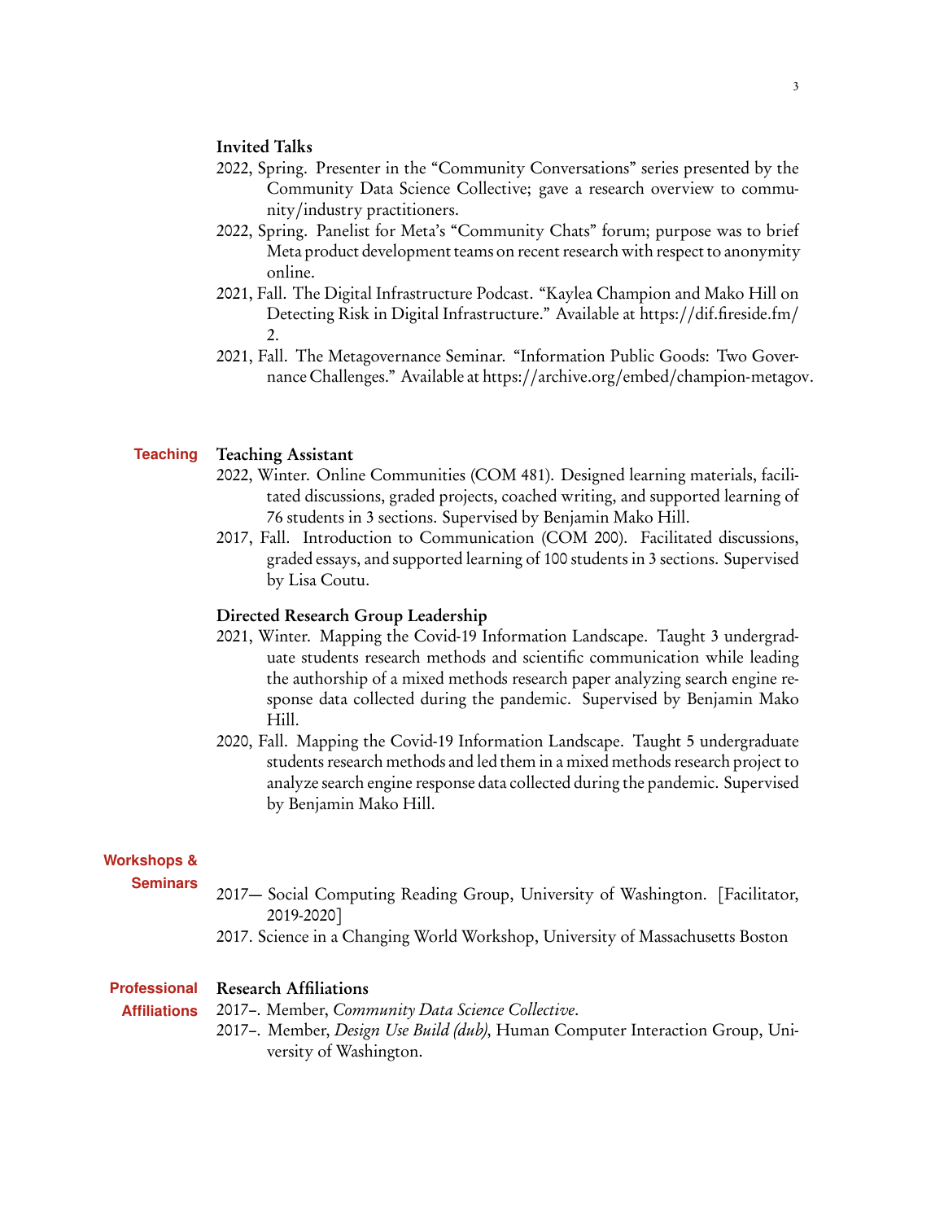### Invited Talks

2022, Spring. Presenter in the "Community Conversations" series presented by the Community Data Science Collective; gave a research overview to community/industry practitioners.

2022, Spring. Panelist for Meta's "Community Chats" forum; purpose was to brief Meta product development teams on recent research with respect to anonymity online.

2021, Fall. The Digital Infrastructure Podcast. "Kaylea Champion and Mako Hill on Detecting Risk in Digital Infrastructure." Available at https://dif.fireside.fm/2.

2021, Fall. The Metagovernance Seminar. "Information Public Goods: Two Governance Challenges." Available at https://archive.org/embed/champion-metagov.

## Teaching

### Teaching Assistant

2022, Winter. Online Communities (COM 481). Designed learning materials, facilitated discussions, graded projects, coached writing, and supported learning of 76 students in 3 sections. Supervised by Benjamin Mako Hill.

2017, Fall. Introduction to Communication (COM 200). Facilitated discussions, graded essays, and supported learning of 100 students in 3 sections. Supervised by Lisa Coutu.

### Directed Research Group Leadership

2021, Winter. Mapping the Covid-19 Information Landscape. Taught 3 undergraduate students research methods and scientific communication while leading the authorship of a mixed methods research paper analyzing search engine response data collected during the pandemic. Supervised by Benjamin Mako Hill.

2020, Fall. Mapping the Covid-19 Information Landscape. Taught 5 undergraduate students research methods and led them in a mixed methods research project to analyze search engine response data collected during the pandemic. Supervised by Benjamin Mako Hill.

## Workshops & Seminars

2017— Social Computing Reading Group, University of Washington. [Facilitator, 2019-2020]

2017. Science in a Changing World Workshop, University of Massachusetts Boston

## Professional Affiliations

### Research Affiliations

2017–. Member, *Community Data Science Collective*.

2017–. Member, *Design Use Build (dub)*, Human Computer Interaction Group, University of Washington.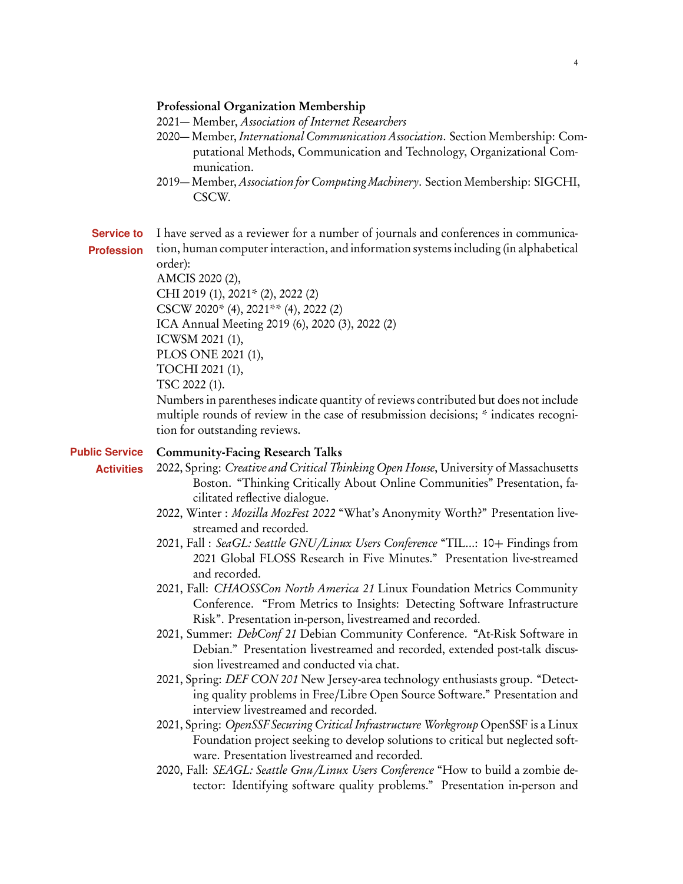### Professional Organization Membership

2021— Member, *Association of Internet Researchers*

2020— Member, *International Communication Association*. Section Membership: Computational Methods, Communication and Technology, Organizational Communication.

2019— Member, *Association for Computing Machinery*. Section Membership: SIGCHI, CSCW.

## Service to Profession

I have served as a reviewer for a number of journals and conferences in communication, human computer interaction, and information systems including (in alphabetical order):

AMCIS 2020 (2),
CHI 2019 (1), 2021* (2), 2022 (2)
CSCW 2020* (4), 2021** (4), 2022 (2)
ICA Annual Meeting 2019 (6), 2020 (3), 2022 (2)
ICWSM 2021 (1),
PLOS ONE 2021 (1),
TOCHI 2021 (1),
TSC 2022 (1).

Numbers in parentheses indicate quantity of reviews contributed but does not include multiple rounds of review in the case of resubmission decisions; * indicates recognition for outstanding reviews.

## Public Service Activities

### Community-Facing Research Talks

2022, Spring: *Creative and Critical Thinking Open House*, University of Massachusetts Boston. "Thinking Critically About Online Communities" Presentation, facilitated reflective dialogue.

2022, Winter : *Mozilla MozFest 2022* "What's Anonymity Worth?" Presentation livestreamed and recorded.

2021, Fall : *SeaGL: Seattle GNU/Linux Users Conference* "TIL...: 10+ Findings from 2021 Global FLOSS Research in Five Minutes." Presentation live-streamed and recorded.

2021, Fall: *CHAOSSCon North America 21* Linux Foundation Metrics Community Conference. "From Metrics to Insights: Detecting Software Infrastructure Risk". Presentation in-person, livestreamed and recorded.

2021, Summer: *DebConf 21* Debian Community Conference. "At-Risk Software in Debian." Presentation livestreamed and recorded, extended post-talk discussion livestreamed and conducted via chat.

2021, Spring: *DEF CON 201* New Jersey-area technology enthusiasts group. "Detecting quality problems in Free/Libre Open Source Software." Presentation and interview livestreamed and recorded.

2021, Spring: *OpenSSF Securing Critical Infrastructure Workgroup* OpenSSF is a Linux Foundation project seeking to develop solutions to critical but neglected software. Presentation livestreamed and recorded.

2020, Fall: *SEAGL: Seattle Gnu/Linux Users Conference* "How to build a zombie detector: Identifying software quality problems." Presentation in-person and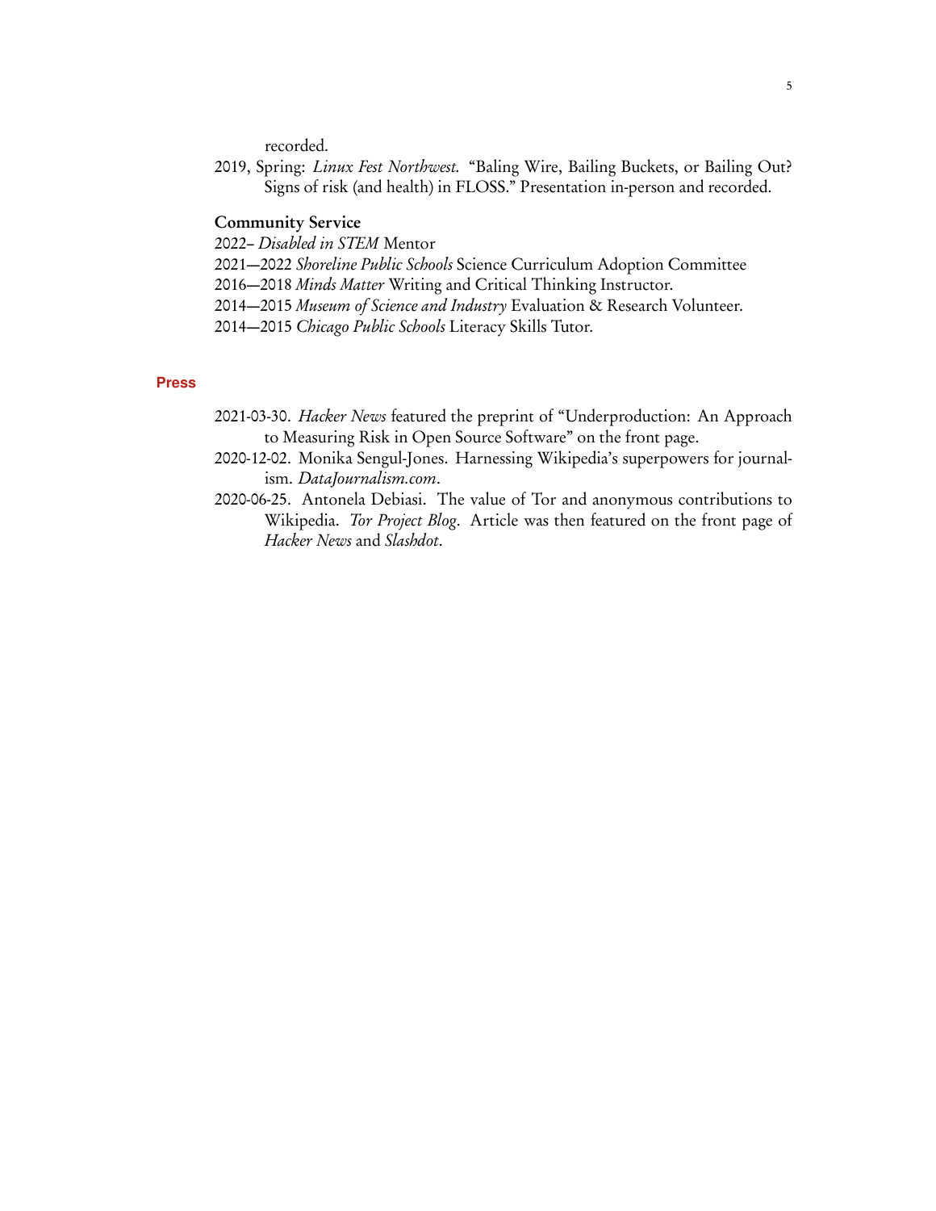recorded.

2019, Spring: *Linux Fest Northwest.* "Baling Wire, Bailing Buckets, or Bailing Out? Signs of risk (and health) in FLOSS." Presentation in-person and recorded.

### Community Service

2022– *Disabled in STEM* Mentor

2021—2022 *Shoreline Public Schools* Science Curriculum Adoption Committee

2016—2018 *Minds Matter* Writing and Critical Thinking Instructor.

2014—2015 *Museum of Science and Industry* Evaluation & Research Volunteer.

2014—2015 *Chicago Public Schools* Literacy Skills Tutor.

## Press

2021-03-30. *Hacker News* featured the preprint of "Underproduction: An Approach to Measuring Risk in Open Source Software" on the front page.

2020-12-02. Monika Sengul-Jones. Harnessing Wikipedia's superpowers for journalism. *DataJournalism.com*.

2020-06-25. Antonela Debiasi. The value of Tor and anonymous contributions to Wikipedia. *Tor Project Blog*. Article was then featured on the front page of *Hacker News* and *Slashdot*.